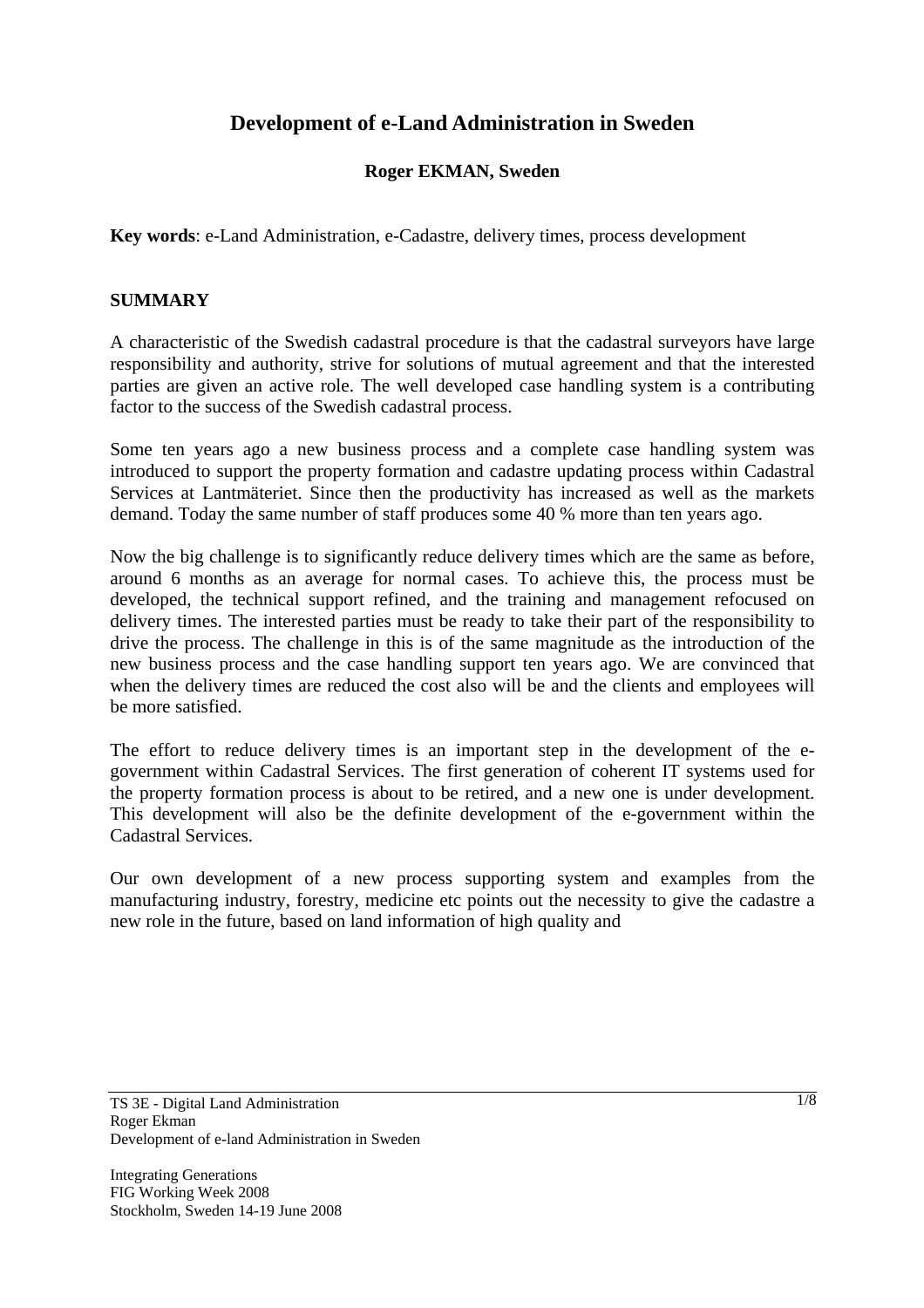# Development of e-Land Administration in Sweden

**Roger EKMAN, Sweden**

**Key words**: e-Land Administration, e-Cadastre, delivery times, process development

## SUMMARY

A characteristic of the Swedish cadastral procedure is that the cadastral surveyors have large responsibility and authority, strive for solutions of mutual agreement and that the interested parties are given an active role. The well developed case handling system is a contributing factor to the success of the Swedish cadastral process.

Some ten years ago a new business process and a complete case handling system was introduced to support the property formation and cadastre updating process within Cadastral Services at Lantmäteriet. Since then the productivity has increased as well as the markets demand. Today the same number of staff produces some 40 % more than ten years ago.

Now the big challenge is to significantly reduce delivery times which are the same as before, around 6 months as an average for normal cases. To achieve this, the process must be developed, the technical support refined, and the training and management refocused on delivery times. The interested parties must be ready to take their part of the responsibility to drive the process. The challenge in this is of the same magnitude as the introduction of the new business process and the case handling support ten years ago. We are convinced that when the delivery times are reduced the cost also will be and the clients and employees will be more satisfied.

The effort to reduce delivery times is an important step in the development of the e-government within Cadastral Services. The first generation of coherent IT systems used for the property formation process is about to be retired, and a new one is under development. This development will also be the definite development of the e-government within the Cadastral Services.

Our own development of a new process supporting system and examples from the manufacturing industry, forestry, medicine etc points out the necessity to give the cadastre a new role in the future, based on land information of high quality and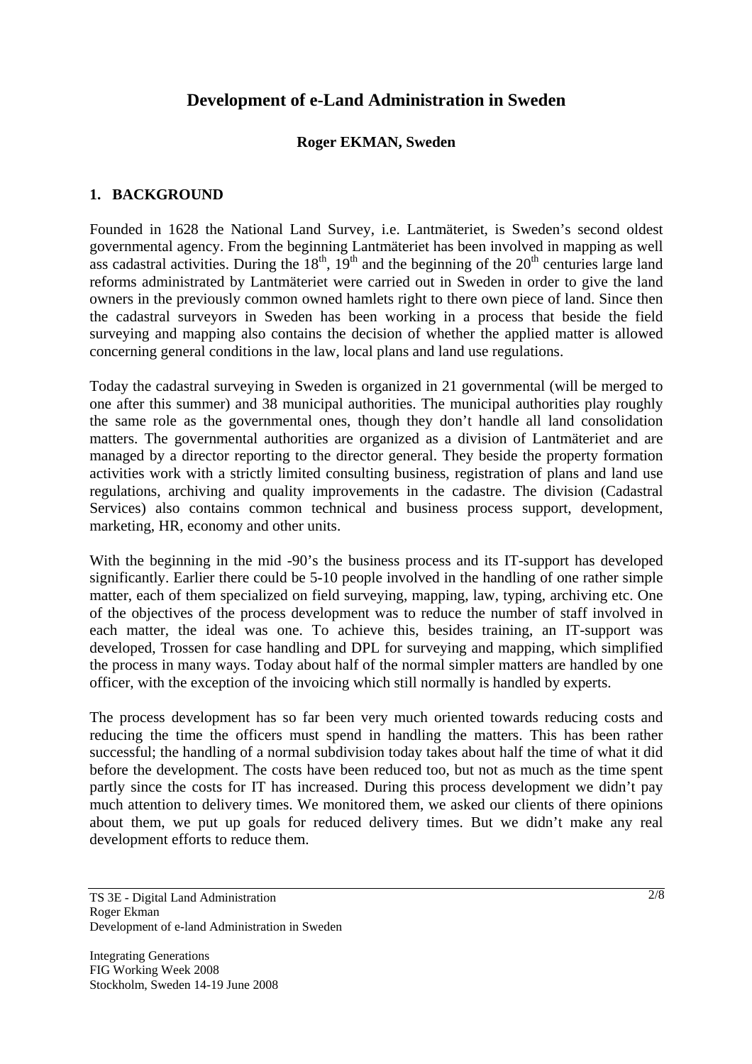# Development of e-Land Administration in Sweden

**Roger EKMAN, Sweden**

## 1. BACKGROUND

Founded in 1628 the National Land Survey, i.e. Lantmäteriet, is Sweden's second oldest governmental agency. From the beginning Lantmäteriet has been involved in mapping as well ass cadastral activities. During the 18th, 19th and the beginning of the 20th centuries large land reforms administrated by Lantmäteriet were carried out in Sweden in order to give the land owners in the previously common owned hamlets right to there own piece of land. Since then the cadastral surveyors in Sweden has been working in a process that beside the field surveying and mapping also contains the decision of whether the applied matter is allowed concerning general conditions in the law, local plans and land use regulations.

Today the cadastral surveying in Sweden is organized in 21 governmental (will be merged to one after this summer) and 38 municipal authorities. The municipal authorities play roughly the same role as the governmental ones, though they don't handle all land consolidation matters. The governmental authorities are organized as a division of Lantmäteriet and are managed by a director reporting to the director general. They beside the property formation activities work with a strictly limited consulting business, registration of plans and land use regulations, archiving and quality improvements in the cadastre. The division (Cadastral Services) also contains common technical and business process support, development, marketing, HR, economy and other units.

With the beginning in the mid -90's the business process and its IT-support has developed significantly. Earlier there could be 5-10 people involved in the handling of one rather simple matter, each of them specialized on field surveying, mapping, law, typing, archiving etc. One of the objectives of the process development was to reduce the number of staff involved in each matter, the ideal was one. To achieve this, besides training, an IT-support was developed, Trossen for case handling and DPL for surveying and mapping, which simplified the process in many ways. Today about half of the normal simpler matters are handled by one officer, with the exception of the invoicing which still normally is handled by experts.

The process development has so far been very much oriented towards reducing costs and reducing the time the officers must spend in handling the matters. This has been rather successful; the handling of a normal subdivision today takes about half the time of what it did before the development. The costs have been reduced too, but not as much as the time spent partly since the costs for IT has increased. During this process development we didn't pay much attention to delivery times. We monitored them, we asked our clients of there opinions about them, we put up goals for reduced delivery times. But we didn't make any real development efforts to reduce them.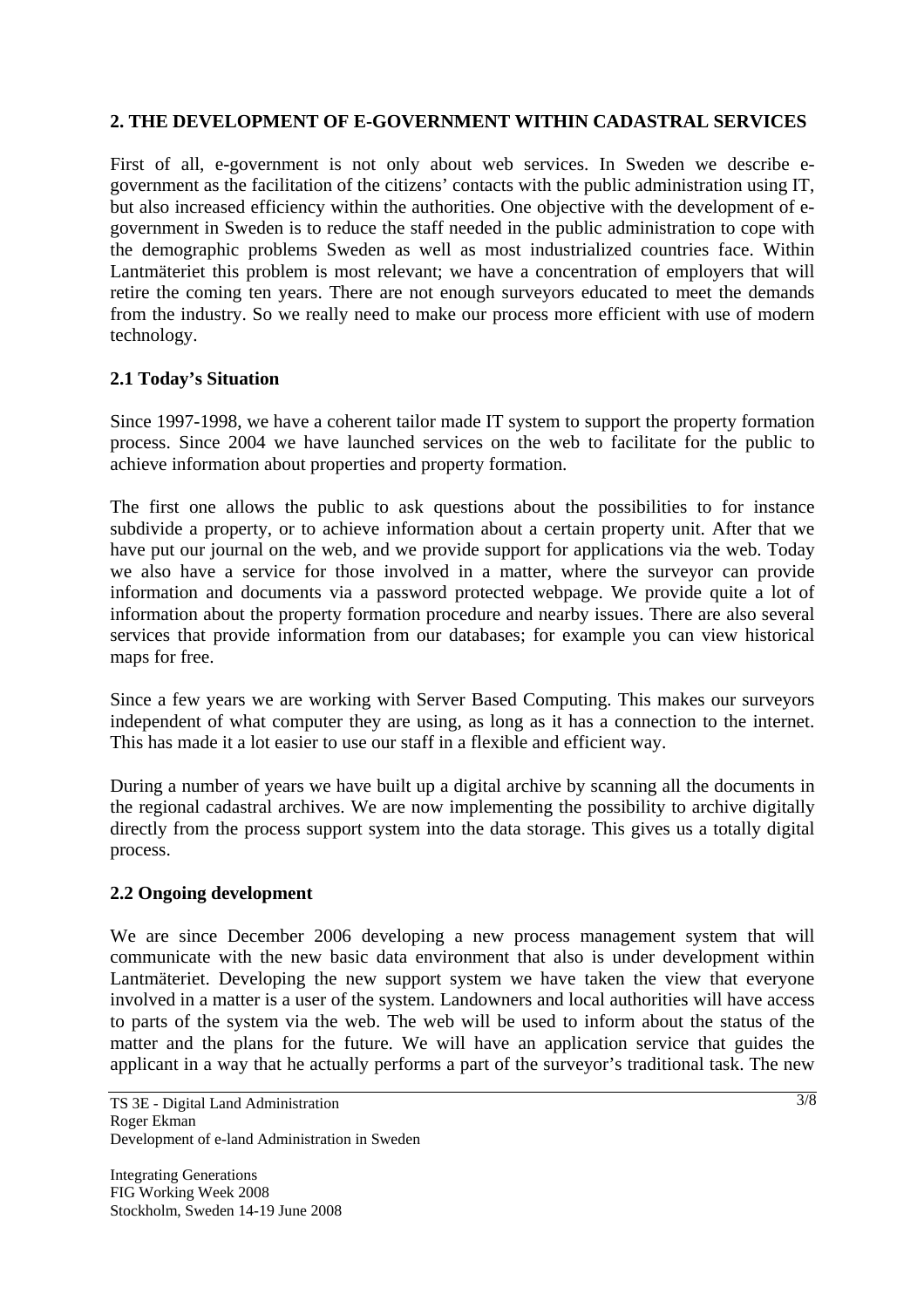## 2. THE DEVELOPMENT OF E-GOVERNMENT WITHIN CADASTRAL SERVICES

First of all, e-government is not only about web services. In Sweden we describe e-government as the facilitation of the citizens' contacts with the public administration using IT, but also increased efficiency within the authorities. One objective with the development of e-government in Sweden is to reduce the staff needed in the public administration to cope with the demographic problems Sweden as well as most industrialized countries face. Within Lantmäteriet this problem is most relevant; we have a concentration of employers that will retire the coming ten years. There are not enough surveyors educated to meet the demands from the industry. So we really need to make our process more efficient with use of modern technology.

### 2.1 Today's Situation

Since 1997-1998, we have a coherent tailor made IT system to support the property formation process. Since 2004 we have launched services on the web to facilitate for the public to achieve information about properties and property formation.

The first one allows the public to ask questions about the possibilities to for instance subdivide a property, or to achieve information about a certain property unit. After that we have put our journal on the web, and we provide support for applications via the web. Today we also have a service for those involved in a matter, where the surveyor can provide information and documents via a password protected webpage. We provide quite a lot of information about the property formation procedure and nearby issues. There are also several services that provide information from our databases; for example you can view historical maps for free.

Since a few years we are working with Server Based Computing. This makes our surveyors independent of what computer they are using, as long as it has a connection to the internet. This has made it a lot easier to use our staff in a flexible and efficient way.

During a number of years we have built up a digital archive by scanning all the documents in the regional cadastral archives. We are now implementing the possibility to archive digitally directly from the process support system into the data storage. This gives us a totally digital process.

### 2.2 Ongoing development

We are since December 2006 developing a new process management system that will communicate with the new basic data environment that also is under development within Lantmäteriet. Developing the new support system we have taken the view that everyone involved in a matter is a user of the system. Landowners and local authorities will have access to parts of the system via the web. The web will be used to inform about the status of the matter and the plans for the future. We will have an application service that guides the applicant in a way that he actually performs a part of the surveyor's traditional task. The new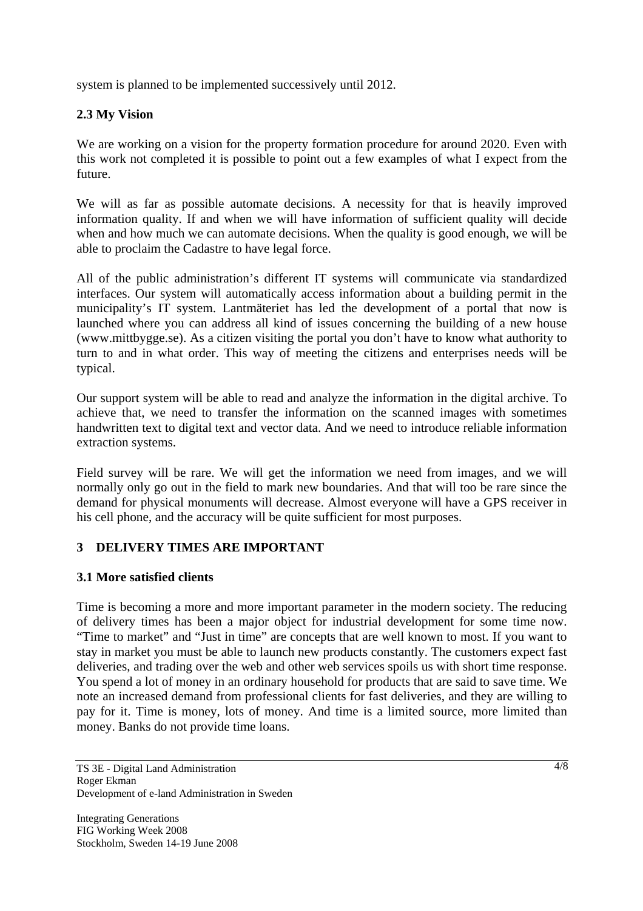system is planned to be implemented successively until 2012.

### 2.3 My Vision

We are working on a vision for the property formation procedure for around 2020. Even with this work not completed it is possible to point out a few examples of what I expect from the future.

We will as far as possible automate decisions. A necessity for that is heavily improved information quality. If and when we will have information of sufficient quality will decide when and how much we can automate decisions. When the quality is good enough, we will be able to proclaim the Cadastre to have legal force.

All of the public administration's different IT systems will communicate via standardized interfaces. Our system will automatically access information about a building permit in the municipality's IT system. Lantmäteriet has led the development of a portal that now is launched where you can address all kind of issues concerning the building of a new house (www.mittbygge.se). As a citizen visiting the portal you don't have to know what authority to turn to and in what order. This way of meeting the citizens and enterprises needs will be typical.

Our support system will be able to read and analyze the information in the digital archive. To achieve that, we need to transfer the information on the scanned images with sometimes handwritten text to digital text and vector data. And we need to introduce reliable information extraction systems.

Field survey will be rare. We will get the information we need from images, and we will normally only go out in the field to mark new boundaries. And that will too be rare since the demand for physical monuments will decrease. Almost everyone will have a GPS receiver in his cell phone, and the accuracy will be quite sufficient for most purposes.

## 3 DELIVERY TIMES ARE IMPORTANT

### 3.1 More satisfied clients

Time is becoming a more and more important parameter in the modern society. The reducing of delivery times has been a major object for industrial development for some time now. "Time to market" and "Just in time" are concepts that are well known to most. If you want to stay in market you must be able to launch new products constantly. The customers expect fast deliveries, and trading over the web and other web services spoils us with short time response. You spend a lot of money in an ordinary household for products that are said to save time. We note an increased demand from professional clients for fast deliveries, and they are willing to pay for it. Time is money, lots of money. And time is a limited source, more limited than money. Banks do not provide time loans.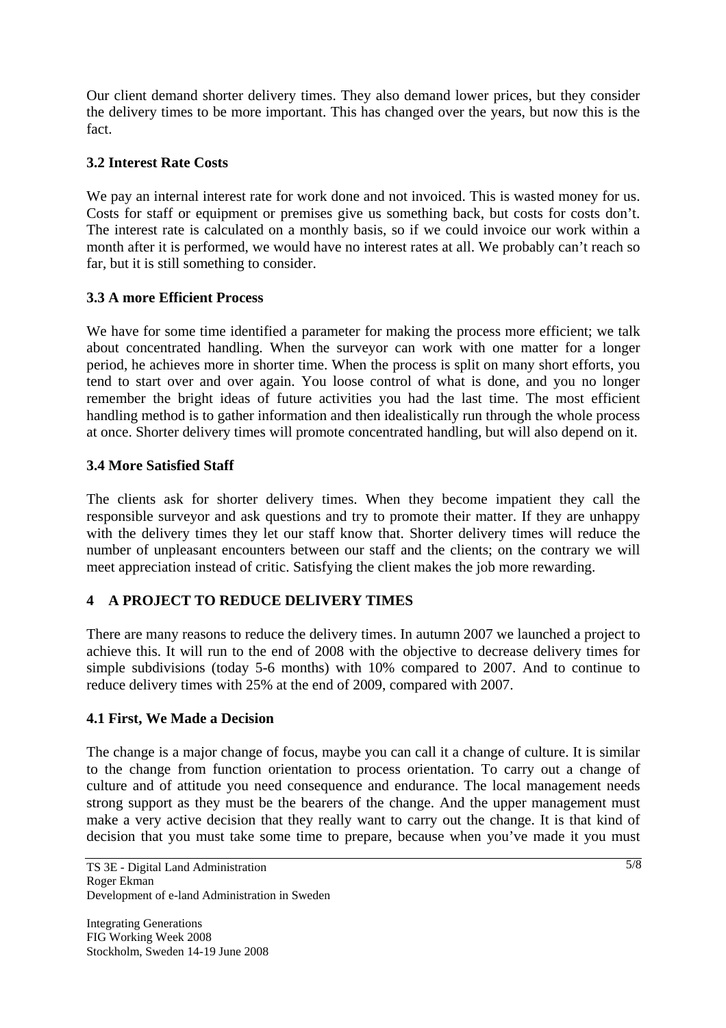Our client demand shorter delivery times. They also demand lower prices, but they consider the delivery times to be more important. This has changed over the years, but now this is the fact.

### 3.2 Interest Rate Costs

We pay an internal interest rate for work done and not invoiced. This is wasted money for us. Costs for staff or equipment or premises give us something back, but costs for costs don't. The interest rate is calculated on a monthly basis, so if we could invoice our work within a month after it is performed, we would have no interest rates at all. We probably can't reach so far, but it is still something to consider.

### 3.3 A more Efficient Process

We have for some time identified a parameter for making the process more efficient; we talk about concentrated handling. When the surveyor can work with one matter for a longer period, he achieves more in shorter time. When the process is split on many short efforts, you tend to start over and over again. You loose control of what is done, and you no longer remember the bright ideas of future activities you had the last time. The most efficient handling method is to gather information and then idealistically run through the whole process at once. Shorter delivery times will promote concentrated handling, but will also depend on it.

### 3.4 More Satisfied Staff

The clients ask for shorter delivery times. When they become impatient they call the responsible surveyor and ask questions and try to promote their matter. If they are unhappy with the delivery times they let our staff know that. Shorter delivery times will reduce the number of unpleasant encounters between our staff and the clients; on the contrary we will meet appreciation instead of critic. Satisfying the client makes the job more rewarding.

## 4 A PROJECT TO REDUCE DELIVERY TIMES

There are many reasons to reduce the delivery times. In autumn 2007 we launched a project to achieve this. It will run to the end of 2008 with the objective to decrease delivery times for simple subdivisions (today 5-6 months) with 10% compared to 2007. And to continue to reduce delivery times with 25% at the end of 2009, compared with 2007.

### 4.1 First, We Made a Decision

The change is a major change of focus, maybe you can call it a change of culture. It is similar to the change from function orientation to process orientation. To carry out a change of culture and of attitude you need consequence and endurance. The local management needs strong support as they must be the bearers of the change. And the upper management must make a very active decision that they really want to carry out the change. It is that kind of decision that you must take some time to prepare, because when you've made it you must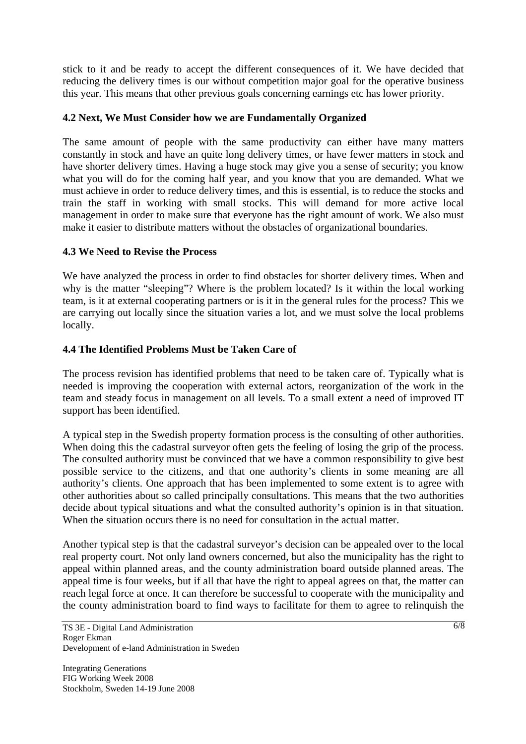stick to it and be ready to accept the different consequences of it. We have decided that reducing the delivery times is our without competition major goal for the operative business this year. This means that other previous goals concerning earnings etc has lower priority.

### 4.2 Next, We Must Consider how we are Fundamentally Organized

The same amount of people with the same productivity can either have many matters constantly in stock and have an quite long delivery times, or have fewer matters in stock and have shorter delivery times. Having a huge stock may give you a sense of security; you know what you will do for the coming half year, and you know that you are demanded. What we must achieve in order to reduce delivery times, and this is essential, is to reduce the stocks and train the staff in working with small stocks. This will demand for more active local management in order to make sure that everyone has the right amount of work. We also must make it easier to distribute matters without the obstacles of organizational boundaries.

### 4.3 We Need to Revise the Process

We have analyzed the process in order to find obstacles for shorter delivery times. When and why is the matter "sleeping"? Where is the problem located? Is it within the local working team, is it at external cooperating partners or is it in the general rules for the process? This we are carrying out locally since the situation varies a lot, and we must solve the local problems locally.

### 4.4 The Identified Problems Must be Taken Care of

The process revision has identified problems that need to be taken care of. Typically what is needed is improving the cooperation with external actors, reorganization of the work in the team and steady focus in management on all levels. To a small extent a need of improved IT support has been identified.

A typical step in the Swedish property formation process is the consulting of other authorities. When doing this the cadastral surveyor often gets the feeling of losing the grip of the process. The consulted authority must be convinced that we have a common responsibility to give best possible service to the citizens, and that one authority's clients in some meaning are all authority's clients. One approach that has been implemented to some extent is to agree with other authorities about so called principally consultations. This means that the two authorities decide about typical situations and what the consulted authority's opinion is in that situation. When the situation occurs there is no need for consultation in the actual matter.

Another typical step is that the cadastral surveyor's decision can be appealed over to the local real property court. Not only land owners concerned, but also the municipality has the right to appeal within planned areas, and the county administration board outside planned areas. The appeal time is four weeks, but if all that have the right to appeal agrees on that, the matter can reach legal force at once. It can therefore be successful to cooperate with the municipality and the county administration board to find ways to facilitate for them to agree to relinquish the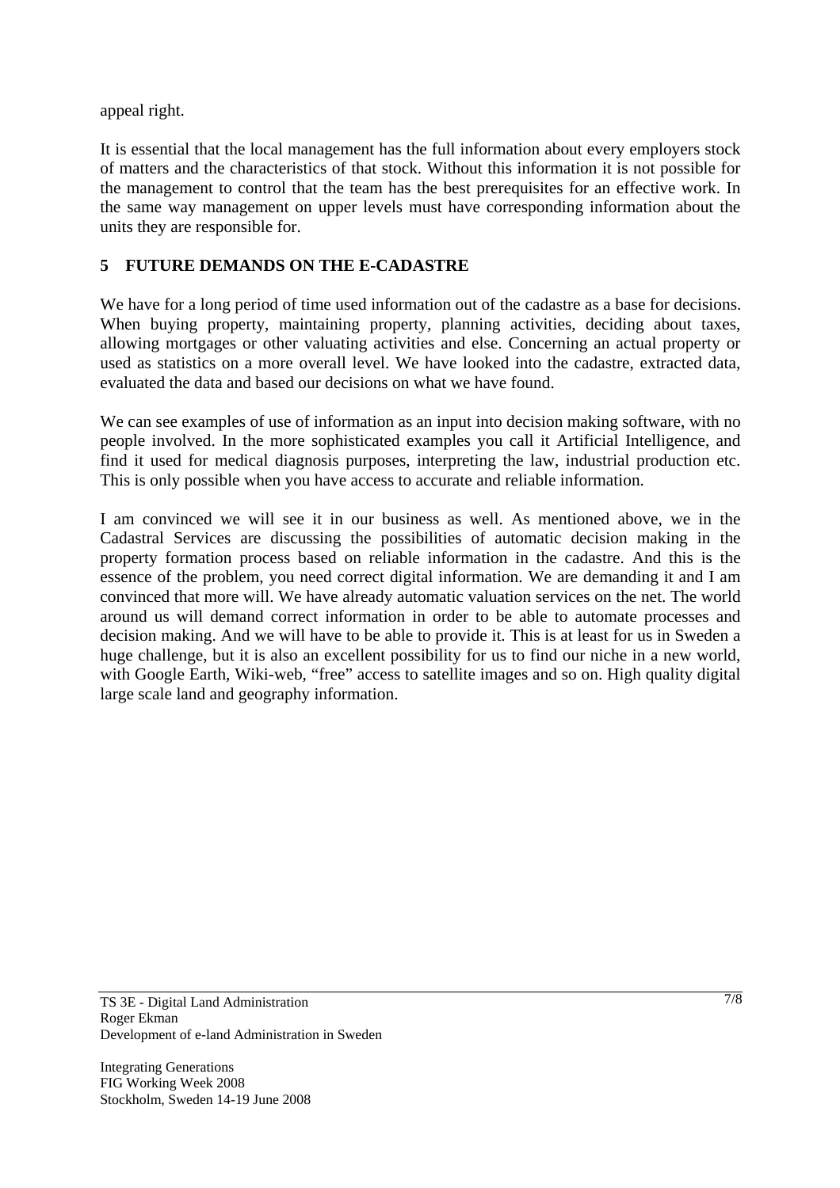appeal right.

It is essential that the local management has the full information about every employers stock of matters and the characteristics of that stock. Without this information it is not possible for the management to control that the team has the best prerequisites for an effective work. In the same way management on upper levels must have corresponding information about the units they are responsible for.

## 5 FUTURE DEMANDS ON THE E-CADASTRE

We have for a long period of time used information out of the cadastre as a base for decisions. When buying property, maintaining property, planning activities, deciding about taxes, allowing mortgages or other valuating activities and else. Concerning an actual property or used as statistics on a more overall level. We have looked into the cadastre, extracted data, evaluated the data and based our decisions on what we have found.

We can see examples of use of information as an input into decision making software, with no people involved. In the more sophisticated examples you call it Artificial Intelligence, and find it used for medical diagnosis purposes, interpreting the law, industrial production etc. This is only possible when you have access to accurate and reliable information.

I am convinced we will see it in our business as well. As mentioned above, we in the Cadastral Services are discussing the possibilities of automatic decision making in the property formation process based on reliable information in the cadastre. And this is the essence of the problem, you need correct digital information. We are demanding it and I am convinced that more will. We have already automatic valuation services on the net. The world around us will demand correct information in order to be able to automate processes and decision making. And we will have to be able to provide it. This is at least for us in Sweden a huge challenge, but it is also an excellent possibility for us to find our niche in a new world, with Google Earth, Wiki-web, "free" access to satellite images and so on. High quality digital large scale land and geography information.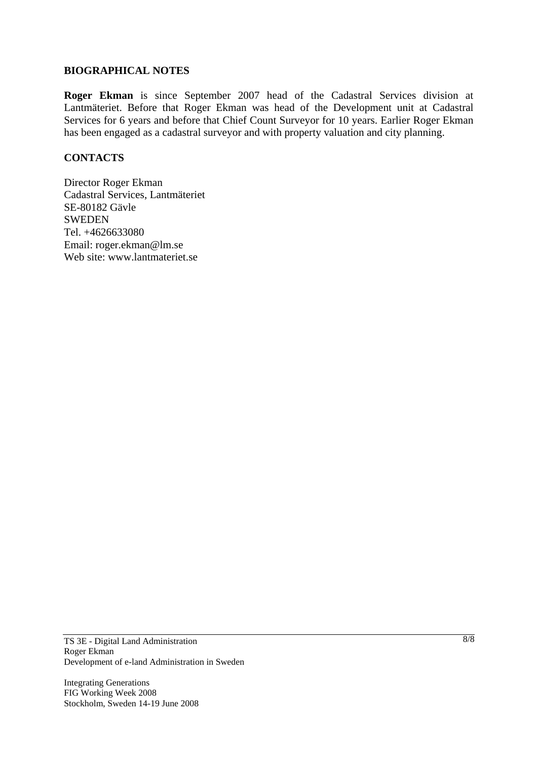## BIOGRAPHICAL NOTES

**Roger Ekman** is since September 2007 head of the Cadastral Services division at Lantmäteriet. Before that Roger Ekman was head of the Development unit at Cadastral Services for 6 years and before that Chief Count Surveyor for 10 years. Earlier Roger Ekman has been engaged as a cadastral surveyor and with property valuation and city planning.

## CONTACTS

Director Roger Ekman  
Cadastral Services, Lantmäteriet  
SE-80182 Gävle  
SWEDEN  
Tel. +4626633080  
Email: roger.ekman@lm.se  
Web site: www.lantmateriet.se